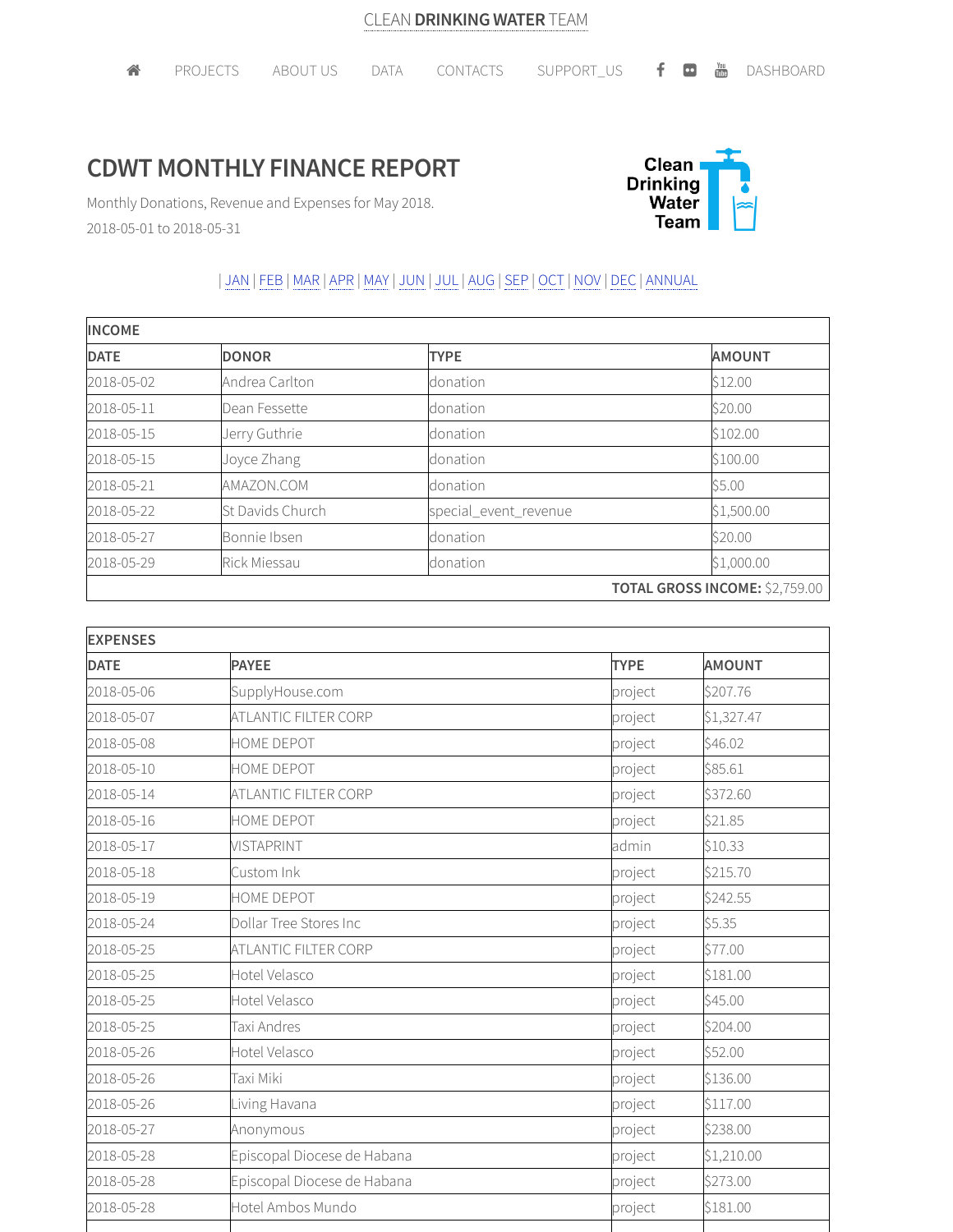CLEAN **DRINKING WATER** TEAM

PROJECTS | ABOUT US | DATA | CONTACTS | SUPPORT_US | DASHBOARD

# CDWT MONTHLY FINANCE REPORT

Monthly Donations, Revenue and Expenses for May 2018.

2018-05-01 to 2018-05-31

| JAN | FEB | MAR | APR | MAY | JUN | JUL | AUG | SEP | OCT | NOV | DEC | ANNUAL

| INCOME | | | |
|---|---|---|---|
| **DATE** | **DONOR** | **TYPE** | **AMOUNT** |
| 2018-05-02 | Andrea Carlton | donation | $12.00 |
| 2018-05-11 | Dean Fessette | donation | $20.00 |
| 2018-05-15 | Jerry Guthrie | donation | $102.00 |
| 2018-05-15 | Joyce Zhang | donation | $100.00 |
| 2018-05-21 | AMAZON.COM | donation | $5.00 |
| 2018-05-22 | St Davids Church | special_event_revenue | $1,500.00 |
| 2018-05-27 | Bonnie Ibsen | donation | $20.00 |
| 2018-05-29 | Rick Miessau | donation | $1,000.00 |
| | | | **TOTAL GROSS INCOME:** $2,759.00 |

| EXPENSES | | | |
|---|---|---|---|
| **DATE** | **PAYEE** | **TYPE** | **AMOUNT** |
| 2018-05-06 | SupplyHouse.com | project | $207.76 |
| 2018-05-07 | ATLANTIC FILTER CORP | project | $1,327.47 |
| 2018-05-08 | HOME DEPOT | project | $46.02 |
| 2018-05-10 | HOME DEPOT | project | $85.61 |
| 2018-05-14 | ATLANTIC FILTER CORP | project | $372.60 |
| 2018-05-16 | HOME DEPOT | project | $21.85 |
| 2018-05-17 | VISTAPRINT | admin | $10.33 |
| 2018-05-18 | Custom Ink | project | $215.70 |
| 2018-05-19 | HOME DEPOT | project | $242.55 |
| 2018-05-24 | Dollar Tree Stores Inc | project | $5.35 |
| 2018-05-25 | ATLANTIC FILTER CORP | project | $77.00 |
| 2018-05-25 | Hotel Velasco | project | $181.00 |
| 2018-05-25 | Hotel Velasco | project | $45.00 |
| 2018-05-25 | Taxi Andres | project | $204.00 |
| 2018-05-26 | Hotel Velasco | project | $52.00 |
| 2018-05-26 | Taxi Miki | project | $136.00 |
| 2018-05-26 | Living Havana | project | $117.00 |
| 2018-05-27 | Anonymous | project | $238.00 |
| 2018-05-28 | Episcopal Diocese de Habana | project | $1,210.00 |
| 2018-05-28 | Episcopal Diocese de Habana | project | $273.00 |
| 2018-05-28 | Hotel Ambos Mundo | project | $181.00 |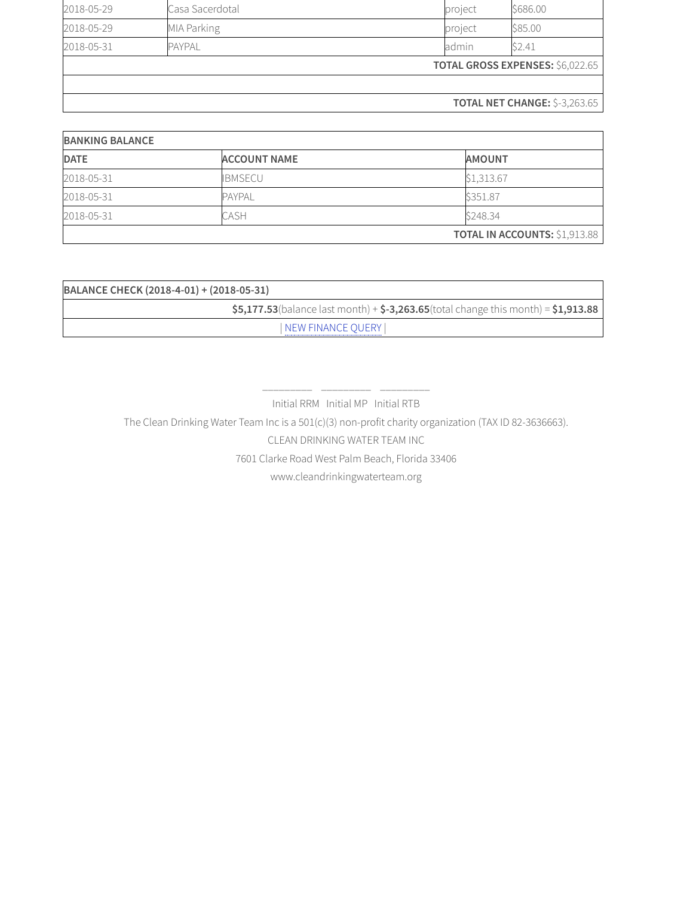| | | | |
|---|---|---|---|
| 2018-05-29 | Casa Sacerdotal | project | $686.00 |
| 2018-05-29 | MIA Parking | project | $85.00 |
| 2018-05-31 | PAYPAL | admin | $2.41 |
| | | **TOTAL GROSS EXPENSES:** | $6,022.65 |
| | | | |
| | | **TOTAL NET CHANGE:** | $-3,263.65 |

| BANKING BALANCE | | |
|---|---|---|
| **DATE** | **ACCOUNT NAME** | **AMOUNT** |
| 2018-05-31 | IBMSECU | $1,313.67 |
| 2018-05-31 | PAYPAL | $351.87 |
| 2018-05-31 | CASH | $248.34 |
| | **TOTAL IN ACCOUNTS:** | $1,913.88 |

| BALANCE CHECK (2018-4-01) + (2018-05-31) |
|---|
| **$5,177.53**(balance last month) + **$-3,263.65**(total change this month) = **$1,913.88** |
| \| NEW FINANCE QUERY \| |

_________ _________ _________

Initial RRM Initial MP Initial RTB

The Clean Drinking Water Team Inc is a 501(c)(3) non-profit charity organization (TAX ID 82-3636663).

CLEAN DRINKING WATER TEAM INC

7601 Clarke Road West Palm Beach, Florida 33406

www.cleandrinkingwaterteam.org